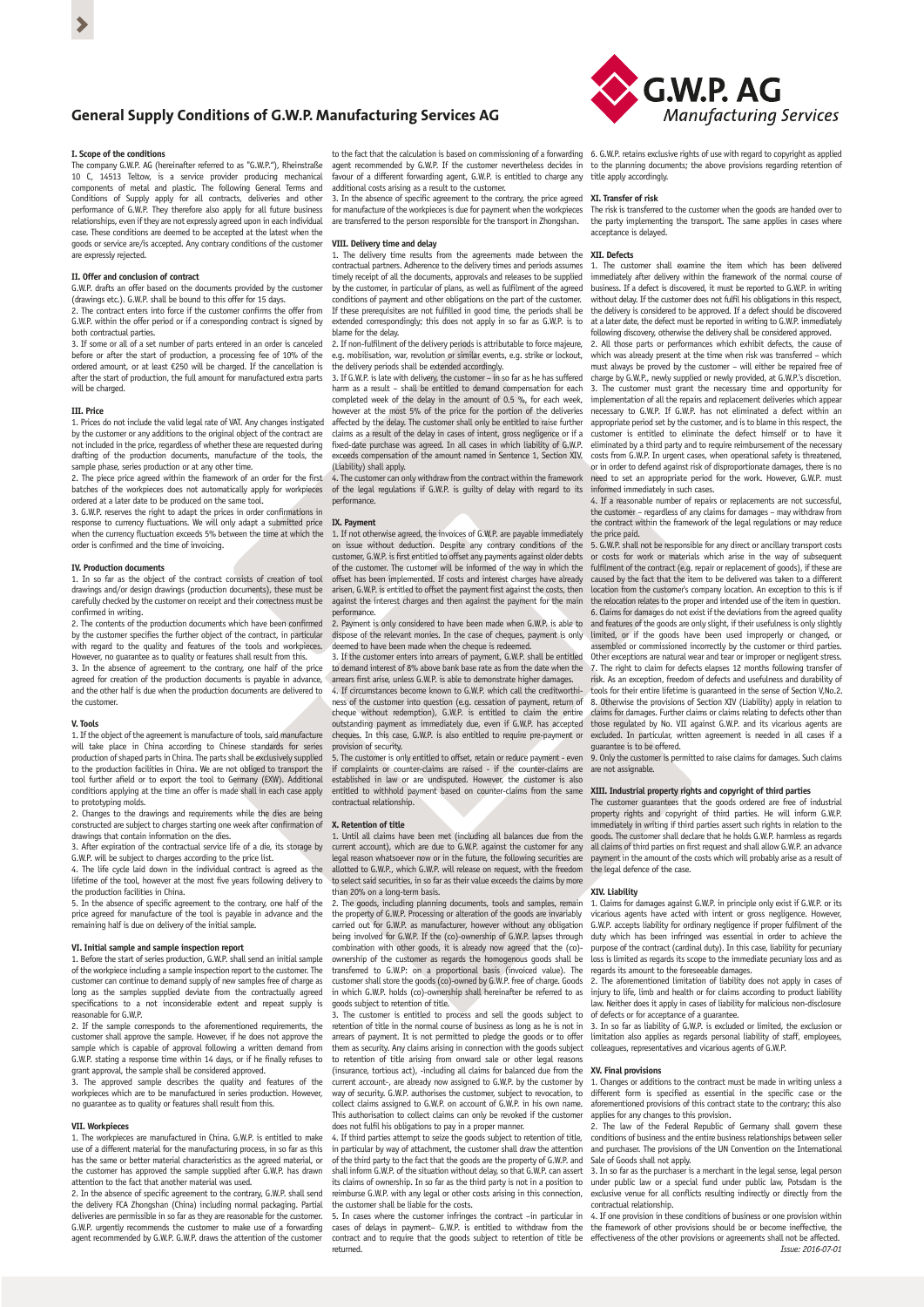# General Supply Conditions of G.W.P. Manufacturing Services AG

### I. Scope of the conditions

The company G.W.P. AG (hereinafter referred to as "G.W.P."), Rheinstraße 10 C, 14513 Teltow, is a service provider producing mechanical components of metal and plastic. The following General Terms and Conditions of Supply apply for all contracts, deliveries and other performance of G.W.P. They therefore also apply for all future business relationships, even if they are not expressly agreed upon in each individual case. These conditions are deemed to be accepted at the latest when the goods or service are/is accepted. Any contrary conditions of the customer are expressly rejected.

### II. Offer and conclusion of contract

G.W.P. drafts an offer based on the documents provided by the customer (drawings etc.). G.W.P. shall be bound to this offer for 15 days.

2. The contract enters into force if the customer confirms the offer from G.W.P. within the offer period or if a corresponding contract is signed by both contractual parties.

3. If some or all of a set number of parts entered in an order is canceled before or after the start of production, a processing fee of 10% of the ordered amount, or at least €250 will be charged. If the cancellation is after the start of production, the full amount for manufactured extra parts will be charged.

### III. Price

1. Prices do not include the valid legal rate of VAT. Any changes instigated by the customer or any additions to the original object of the contract are not included in the price, regardless of whether these are requested during drafting of the production documents, manufacture of the tools, the sample phase, series production or at any other time.

2. The piece price agreed within the framework of an order for the first batches of the workpieces does not automatically apply for workpieces ordered at a later date to be produced on the same tool.

3. G.W.P. reserves the right to adapt the prices in order confirmations in response to currency fluctuations. We will only adapt a submitted price when the currency fluctuation exceeds 5% between the time at which the order is confirmed and the time of invoicing.

### IV. Production documents

1. In so far as the object of the contract consists of creation of tool drawings and/or design drawings (production documents), these must be carefully checked by the customer on receipt and their correctness must be confirmed in writing.

2. The contents of the production documents which have been confirmed by the customer specifies the further object of the contract, in particular with regard to the quality and features of the tools and workpieces. However, no guarantee as to quality or features shall result from this.

3. In the absence of agreement to the contrary, one half of the price agreed for creation of the production documents is payable in advance, and the other half is due when the production documents are delivered to the customer.

### V. Tools

1. If the object of the agreement is manufacture of tools, said manufacture will take place in China according to Chinese standards for series production of shaped parts in China. The parts shall be exclusively supplied to the production facilities in China. We are not obliged to transport the tool further afield or to export the tool to Germany (EXW). Additional conditions applying at the time an offer is made shall in each case apply to prototyping molds.

2. Changes to the drawings and requirements while the dies are being constructed are subject to charges starting one week after confirmation of drawings that contain information on the dies.

3. After expiration of the contractual service life of a die, its storage by G.W.P. will be subject to charges according to the price list.

4. The life cycle laid down in the individual contract is agreed as the lifetime of the tool, however at the most five years following delivery to the production facilities in China.

5. In the absence of agreement to the contrary, one half of the price agreed for manufacture of the tool is payable in advance and the remaining half is due on delivery of the initial sample.

### VI. Initial sample and sample inspection report

1. Before the start of series production, G.W.P. shall send an initial sample of the workpiece including a sample inspection report to the customer. The customer can continue to demand supply of new samples free of charge as long as the samples supplied deviate from the contractually agreed specifications to a not inconsiderable extent and repeat supply is reasonable for G.W.P.

2. If the sample corresponds to the aforementioned requirements, the customer shall approve the sample. However, if he does not approve the sample which is capable of approval following a written demand from G.W.P. stating a response time within 14 days, or if he finally refuses to grant approval, the sample shall be considered approved.

3. The approved sample describes the quality and features of the workpieces which are to be manufactured in series production. However, no guarantee as to quality or features shall result from this.

### VII. Workpieces

1. The workpieces are manufactured in China. G.W.P. is entitled to make use of a different material for the manufacturing process, in so far as this has the same or better material characteristics as the agreed material, or the customer has approved the sample supplied after G.W.P. has drawn attention to the fact that another material was used.

2. In the absence of specific agreement to the contrary, G.W.P. shall send the delivery FCA Zhongshan (China) including normal packaging. Partial deliveries are permissible in so far as they are reasonable for the customer. G.W.P. urgently recommends the customer to make use of a forwarding agent recommended by G.W.P. G.W.P. draws the attention of the customer to the fact that the calculation is based on commissioning of a forwarding agent recommended by G.W.P. If the customer nevertheless decides in favour of a different forwarding agent, G.W.P. is entitled to charge any additional costs arising as a result to the customer.

3. In the absence of specific agreement to the contrary, the price agreed for manufacture of the workpieces is due for payment when the workpieces are transferred to the person responsible for the transport in Zhongshan.

### VIII. Delivery time and delay

1. The delivery time results from the agreements made between the contractual partners. Adherence to the delivery times and periods assumes timely receipt of all the documents, approvals and releases to be supplied by the customer, in particular of plans, as well as fulfilment of the agreed conditions of payment and other obligations on the part of the customer. If these prerequisites are not fulfilled in good time, the periods shall be extended correspondingly; this does not apply in so far as G.W.P. is to blame for the delay.

2. If non-fulfilment of the delivery periods is attributable to force majeure, e.g. mobilisation, war, revolution or similar events, e.g. strike or lockout, the delivery periods shall be extended accordingly.

3. If G.W.P. is late with delivery, the customer – in so far as he has suffered harm as a result – shall be entitled to demand compensation for each completed week of the delay in the amount of 0.5 %, for each week, however at the most 5% of the price for the portion of the deliveries affected by the delay. The customer shall only be entitled to raise further claims as a result of the delay in cases of intent, gross negligence or if a fixed-date purchase was agreed. In all cases in which liability of G.W.P. exceeds compensation of the amount named in Sentence 1, Section XIV. (Liability) shall apply.

4. The customer can only withdraw from the contract within the framework of the legal regulations if G.W.P. is guilty of delay with regard to its performance.

### IX. Payment

1. If not otherwise agreed, the invoices of G.W.P. are payable immediately on issue without deduction. Despite any contrary conditions of the customer, G.W.P. is first entitled to offset any payments against older debts of the customer. The customer will be informed of the way in which the offset has been implemented. If costs and interest charges have already arisen, G.W.P. is entitled to offset the payment first against the costs, then against the interest charges and then against the payment for the main performance.

2. Payment is only considered to have been made when G.W.P. is able to dispose of the relevant monies. In the case of cheques, payment is only deemed to have been made when the cheque is redeemed.

3. If the customer enters into arrears of payment, G.W.P. shall be entitled to demand interest of 8% above bank base rate as from the date when the arrears first arise, unless G.W.P. is able to demonstrate higher damages.

4. If circumstances become known to G.W.P. which call the creditworthiness of the customer into question (e.g. cessation of payment, return of cheque without redemption), G.W.P. is entitled to claim the entire outstanding payment as immediately due, even if G.W.P. has accepted cheques. In this case, G.W.P. is also entitled to require pre-payment or provision of security.

5. The customer is only entitled to offset, retain or reduce payment - even if complaints or counter-claims are raised - if the counter-claims are established in law or are undisputed. However, the customer is also entitled to withhold payment based on counter-claims from the same contractual relationship.

### X. Retention of title

1. Until all claims have been met (including all balances due from the current account), which are due to G.W.P. against the customer for any legal reason whatsoever now or in the future, the following securities are allotted to G.W.P., which G.W.P. will release on request, with the freedom to select said securities, in so far as their value exceeds the claims by more than 20% on a long-term basis.

2. The goods, including planning documents, tools and samples, remain the property of G.W.P. Processing or alteration of the goods are invariably carried out for G.W.P. as manufacturer, however without any obligation being involved for G.W.P. If the (co)-ownership of G.W.P. lapses through combination with other goods, it is already now agreed that the (co)-ownership of the customer as regards the homogenous goods shall be transferred to G.W.P: on a proportional basis (invoiced value). The customer shall store the goods (co)-owned by G.W.P. free of charge. Goods in which G.W.P. holds (co)-ownership shall hereinafter be referred to as goods subject to retention of title.

3. The customer is entitled to process and sell the goods subject to retention of title in the normal course of business as long as he is not in arrears of payment. It is not permitted to pledge the goods or to offer them as security. Any claims arising in connection with the goods subject to retention of title arising from onward sale or other legal reasons (insurance, tortious act), -including all claims for balanced due from the current account-, are already now assigned to G.W.P. by the customer by way of security. G.W.P. authorises the customer, subject to revocation, to collect claims assigned to G.W.P. on account of G.W.P. in his own name. This authorisation to collect claims can only be revoked if the customer does not fulfil his obligations to pay in a proper manner.

4. If third parties attempt to seize the goods subject to retention of title, in particular by way of attachment, the customer shall draw the attention of the third party to the fact that the goods are the property of G.W.P. and shall inform G.W.P. of the situation without delay, so that G.W.P. can assert its claims of ownership. In so far as the third party is not in a position to reimburse G.W.P. with any legal or other costs arising in this connection, the customer shall be liable for the costs.

5. In cases where the customer infringes the contract –in particular in cases of delays in payment– G.W.P. is entitled to withdraw from the contract and to require that the goods subject to retention of title be returned.

6. G.W.P. retains exclusive rights of use with regard to copyright as applied to the planning documents; the above provisions regarding retention of title apply accordingly.

### XI. Transfer of risk

The risk is transferred to the customer when the goods are handed over to the party implementing the transport. The same applies in cases where acceptance is delayed.

### XII. Defects

1. The customer shall examine the item which has been delivered immediately after delivery within the framework of the normal course of business. If a defect is discovered, it must be reported to G.W.P. in writing without delay. If the customer does not fulfil his obligations in this respect, the delivery is considered to be approved. If a defect should be discovered at a later date, the defect must be reported in writing to G.W.P. immediately following discovery, otherwise the delivery shall be considered approved.

2. All those parts or performances which exhibit defects, the cause of which was already present at the time when risk was transferred – which must always be proved by the customer – will either be repaired free of charge by G.W.P., newly supplied or newly provided, at G.W.P.'s discretion.

3. The customer must grant the necessary time and opportunity for implementation of all the repairs and replacement deliveries which appear necessary to G.W.P. If G.W.P. has not eliminated a defect within an appropriate period set by the customer, and is to blame in this respect, the customer is entitled to eliminate the defect himself or to have it eliminated by a third party and to require reimbursement of the necessary costs from G.W.P. In urgent cases, when operational safety is threatened, or in order to defend against risk of disproportionate damages, there is no need to set an appropriate period for the work. However, G.W.P. must informed immediately in such cases.

4. If a reasonable number of repairs or replacements are not successful, the customer – regardless of any claims for damages – may withdraw from the contract within the framework of the legal regulations or may reduce the price paid.

5. G.W.P. shall not be responsible for any direct or ancillary transport costs or costs for work or materials which arise in the way of subsequent fulfilment of the contract (e.g. repair or replacement of goods), if these are caused by the fact that the item to be delivered was taken to a different location from the customer's company location. An exception to this is if the relocation relates to the proper and intended use of the item in question.

6. Claims for damages do not exist if the deviations from the agreed quality and features of the goods are only slight, if their usefulness is only slightly limited, or if the goods have been used improperly or changed, or assembled or commissioned incorrectly by the customer or third parties. Other exceptions are natural wear and tear or improper or negligent stress.

7. The right to claim for defects elapses 12 months following transfer of risk. As an exception, freedom of defects and usefulness and durability of tools for their entire lifetime is guaranteed in the sense of Section V,No.2.

8. Otherwise the provisions of Section XIV (Liability) apply in relation to claims for damages. Further claims or claims relating to defects other than those regulated by No. VII against G.W.P. and its vicarious agents are excluded. In particular, written agreement is needed in all cases if a guarantee is to be offered.

9. Only the customer is permitted to raise claims for damages. Such claims are not assignable.

### XIII. Industrial property rights and copyright of third parties

The customer guarantees that the goods ordered are free of industrial property rights and copyright of third parties. He will inform G.W.P. immediately in writing if third parties assert such rights in relation to the goods. The customer shall declare that he holds G.W.P. harmless as regards all claims of third parties on first request and shall allow G.W.P. an advance payment in the amount of the costs which will probably arise as a result of the legal defence of the case.

### XIV. Liability

1. Claims for damages against G.W.P. in principle only exist if G.W.P. or its vicarious agents have acted with intent or gross negligence. However, G.W.P. accepts liability for ordinary negligence if proper fulfilment of the duty which has been infringed was essential in order to achieve the purpose of the contract (cardinal duty). In this case, liability for pecuniary loss is limited as regards its scope to the immediate pecuniary loss and as regards its amount to the foreseeable damages.

2. The aforementioned limitation of liability does not apply in cases of injury to life, limb and health or for claims according to product liability law. Neither does it apply in cases of liability for malicious non-disclosure of defects or for acceptance of a guarantee.

3. In so far as liability of G.W.P. is excluded or limited, the exclusion or limitation also applies as regards personal liability of staff, employees, colleagues, representatives and vicarious agents of G.W.P.

### XV. Final provisions

1. Changes or additions to the contract must be made in writing unless a different form is specified as essential in the specific case or the aforementioned provisions of this contract state to the contrary; this also applies for any changes to this provision.

2. The law of the Federal Republic of Germany shall govern these conditions of business and the entire business relationships between seller and purchaser. The provisions of the UN Convention on the International Sale of Goods shall not apply.

3. In so far as the purchaser is a merchant in the legal sense, legal person under public law or a special fund under public law, Potsdam is the exclusive venue for all conflicts resulting indirectly or directly from the contractual relationship.

4. If one provision in these conditions of business or one provision within the framework of other provisions should be or become ineffective, the effectiveness of the other provisions or agreements shall not be affected.

*Issue: 2016-07-01*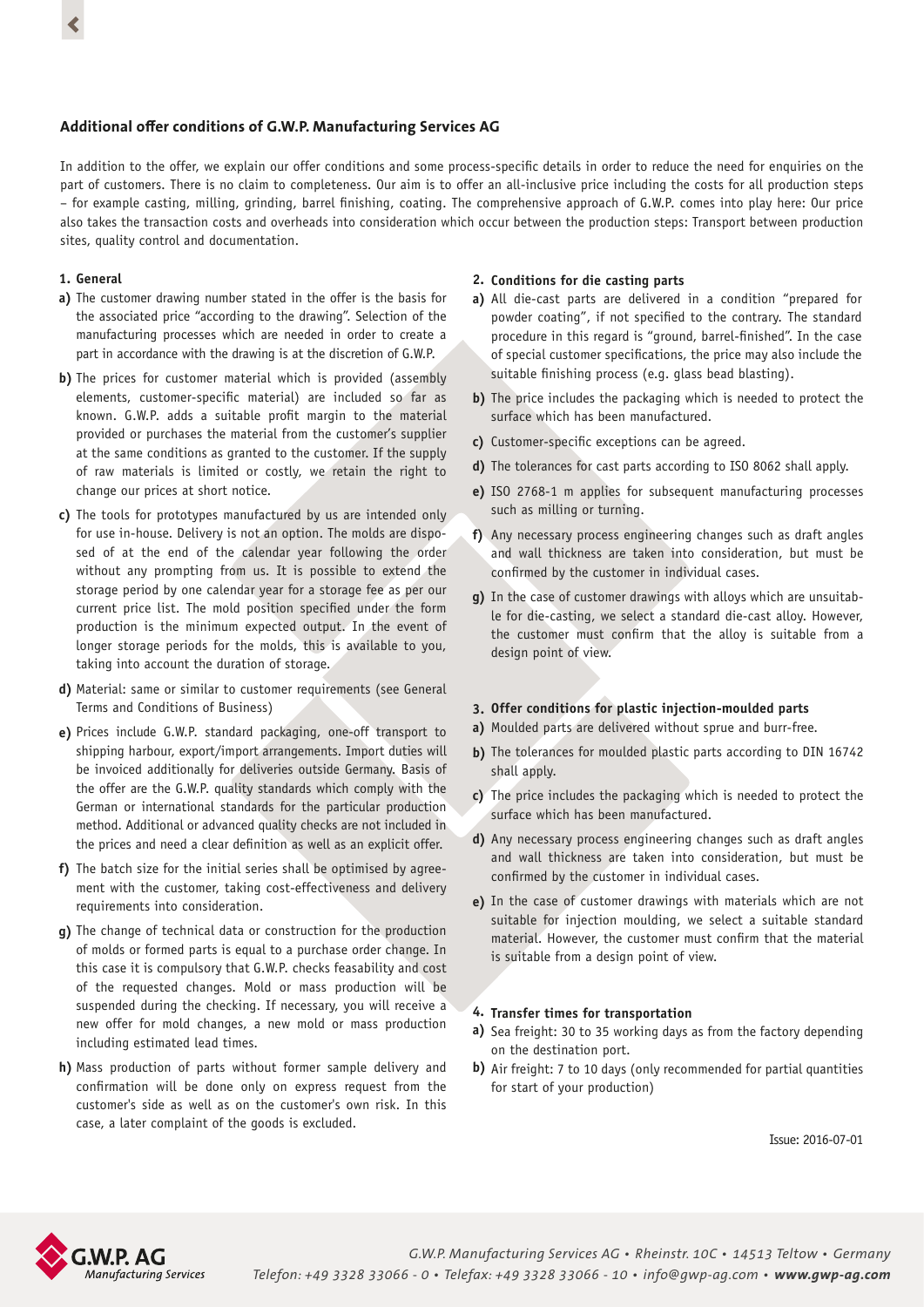## Additional offer conditions of G.W.P. Manufacturing Services AG

In addition to the offer, we explain our offer conditions and some process-specific details in order to reduce the need for enquiries on the part of customers. There is no claim to completeness. Our aim is to offer an all-inclusive price including the costs for all production steps – for example casting, milling, grinding, barrel finishing, coating. The comprehensive approach of G.W.P. comes into play here: Our price also takes the transaction costs and overheads into consideration which occur between the production steps: Transport between production sites, quality control and documentation.

### 1. General

**a)** The customer drawing number stated in the offer is the basis for the associated price "according to the drawing". Selection of the manufacturing processes which are needed in order to create a part in accordance with the drawing is at the discretion of G.W.P.

**b)** The prices for customer material which is provided (assembly elements, customer-specific material) are included so far as known. G.W.P. adds a suitable profit margin to the material provided or purchases the material from the customer's supplier at the same conditions as granted to the customer. If the supply of raw materials is limited or costly, we retain the right to change our prices at short notice.

**c)** The tools for prototypes manufactured by us are intended only for use in-house. Delivery is not an option. The molds are disposed of at the end of the calendar year following the order without any prompting from us. It is possible to extend the storage period by one calendar year for a storage fee as per our current price list. The mold position specified under the form production is the minimum expected output. In the event of longer storage periods for the molds, this is available to you, taking into account the duration of storage.

**d)** Material: same or similar to customer requirements (see General Terms and Conditions of Business)

**e)** Prices include G.W.P. standard packaging, one-off transport to shipping harbour, export/import arrangements. Import duties will be invoiced additionally for deliveries outside Germany. Basis of the offer are the G.W.P. quality standards which comply with the German or international standards for the particular production method. Additional or advanced quality checks are not included in the prices and need a clear definition as well as an explicit offer.

**f)** The batch size for the initial series shall be optimised by agreement with the customer, taking cost-effectiveness and delivery requirements into consideration.

**g)** The change of technical data or construction for the production of molds or formed parts is equal to a purchase order change. In this case it is compulsory that G.W.P. checks feasability and cost of the requested changes. Mold or mass production will be suspended during the checking. If necessary, you will receive a new offer for mold changes, a new mold or mass production including estimated lead times.

**h)** Mass production of parts without former sample delivery and confirmation will be done only on express request from the customer's side as well as on the customer's own risk. In this case, a later complaint of the goods is excluded.

### 2. Conditions for die casting parts

**a)** All die-cast parts are delivered in a condition "prepared for powder coating", if not specified to the contrary. The standard procedure in this regard is "ground, barrel-finished". In the case of special customer specifications, the price may also include the suitable finishing process (e.g. glass bead blasting).

**b)** The price includes the packaging which is needed to protect the surface which has been manufactured.

**c)** Customer-specific exceptions can be agreed.

**d)** The tolerances for cast parts according to ISO 8062 shall apply.

**e)** ISO 2768-1 m applies for subsequent manufacturing processes such as milling or turning.

**f)** Any necessary process engineering changes such as draft angles and wall thickness are taken into consideration, but must be confirmed by the customer in individual cases.

**g)** In the case of customer drawings with alloys which are unsuitable for die-casting, we select a standard die-cast alloy. However, the customer must confirm that the alloy is suitable from a design point of view.

### 3. Offer conditions for plastic injection-moulded parts

**a)** Moulded parts are delivered without sprue and burr-free.

**b)** The tolerances for moulded plastic parts according to DIN 16742 shall apply.

**c)** The price includes the packaging which is needed to protect the surface which has been manufactured.

**d)** Any necessary process engineering changes such as draft angles and wall thickness are taken into consideration, but must be confirmed by the customer in individual cases.

**e)** In the case of customer drawings with materials which are not suitable for injection moulding, we select a suitable standard material. However, the customer must confirm that the material is suitable from a design point of view.

### 4. Transfer times for transportation

**a)** Sea freight: 30 to 35 working days as from the factory depending on the destination port.

**b)** Air freight: 7 to 10 days (only recommended for partial quantities for start of your production)

Issue: 2016-07-01

G.W.P. AG Manufacturing Services

*G.W.P. Manufacturing Services AG • Rheinstr. 10C • 14513 Teltow • Germany*
*Telefon: +49 3328 33066 - 0 • Telefax: +49 3328 33066 - 10 • info@gwp-ag.com •* ***www.gwp-ag.com***